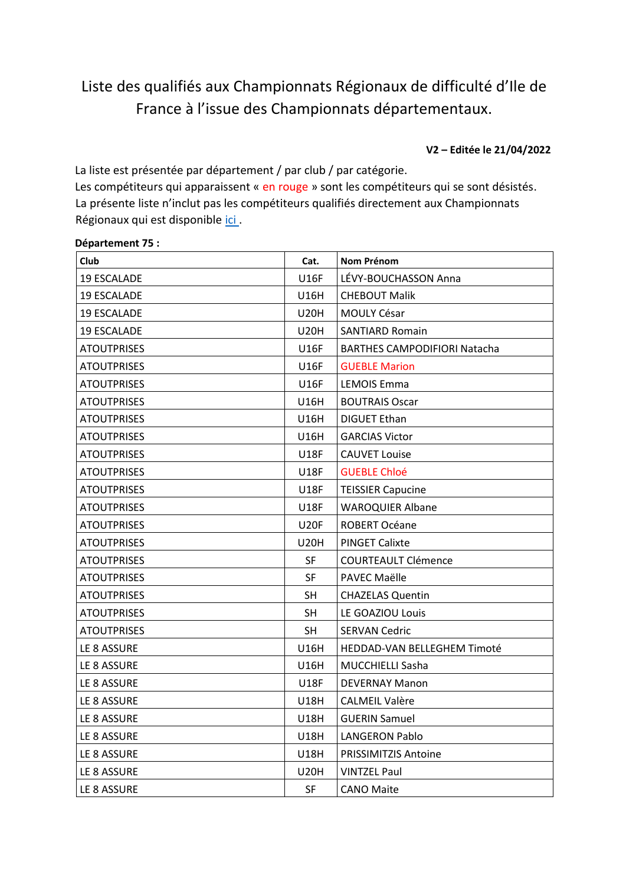# Liste des qualifiés aux Championnats Régionaux de difficulté d'Ile de France à l'issue des Championnats départementaux.

**V2 – Editée le 21/04/2022**

La liste est présentée par département / par club / par catégorie.
Les compétiteurs qui apparaissent « en rouge » sont les compétiteurs qui se sont désistés.
La présente liste n'inclut pas les compétiteurs qualifiés directement aux Championnats Régionaux qui est disponible ici .

**Département 75 :**

| Club | Cat. | Nom Prénom |
|---|---|---|
| 19 ESCALADE | U16F | LÉVY-BOUCHASSON Anna |
| 19 ESCALADE | U16H | CHEBOUT Malik |
| 19 ESCALADE | U20H | MOULY César |
| 19 ESCALADE | U20H | SANTIARD Romain |
| ATOUTPRISES | U16F | BARTHES CAMPODIFIORI Natacha |
| ATOUTPRISES | U16F | GUEBLE Marion |
| ATOUTPRISES | U16F | LEMOIS Emma |
| ATOUTPRISES | U16H | BOUTRAIS Oscar |
| ATOUTPRISES | U16H | DIGUET Ethan |
| ATOUTPRISES | U16H | GARCIAS Victor |
| ATOUTPRISES | U18F | CAUVET Louise |
| ATOUTPRISES | U18F | GUEBLE Chloé |
| ATOUTPRISES | U18F | TEISSIER Capucine |
| ATOUTPRISES | U18F | WAROQUIER Albane |
| ATOUTPRISES | U20F | ROBERT Océane |
| ATOUTPRISES | U20H | PINGET Calixte |
| ATOUTPRISES | SF | COURTEAULT Clémence |
| ATOUTPRISES | SF | PAVEC Maëlle |
| ATOUTPRISES | SH | CHAZELAS Quentin |
| ATOUTPRISES | SH | LE GOAZIOU Louis |
| ATOUTPRISES | SH | SERVAN Cedric |
| LE 8 ASSURE | U16H | HEDDAD-VAN BELLEGHEM Timoté |
| LE 8 ASSURE | U16H | MUCCHIELLI Sasha |
| LE 8 ASSURE | U18F | DEVERNAY Manon |
| LE 8 ASSURE | U18H | CALMEIL Valère |
| LE 8 ASSURE | U18H | GUERIN Samuel |
| LE 8 ASSURE | U18H | LANGERON Pablo |
| LE 8 ASSURE | U18H | PRISSIMITZIS Antoine |
| LE 8 ASSURE | U20H | VINTZEL Paul |
| LE 8 ASSURE | SF | CANO Maite |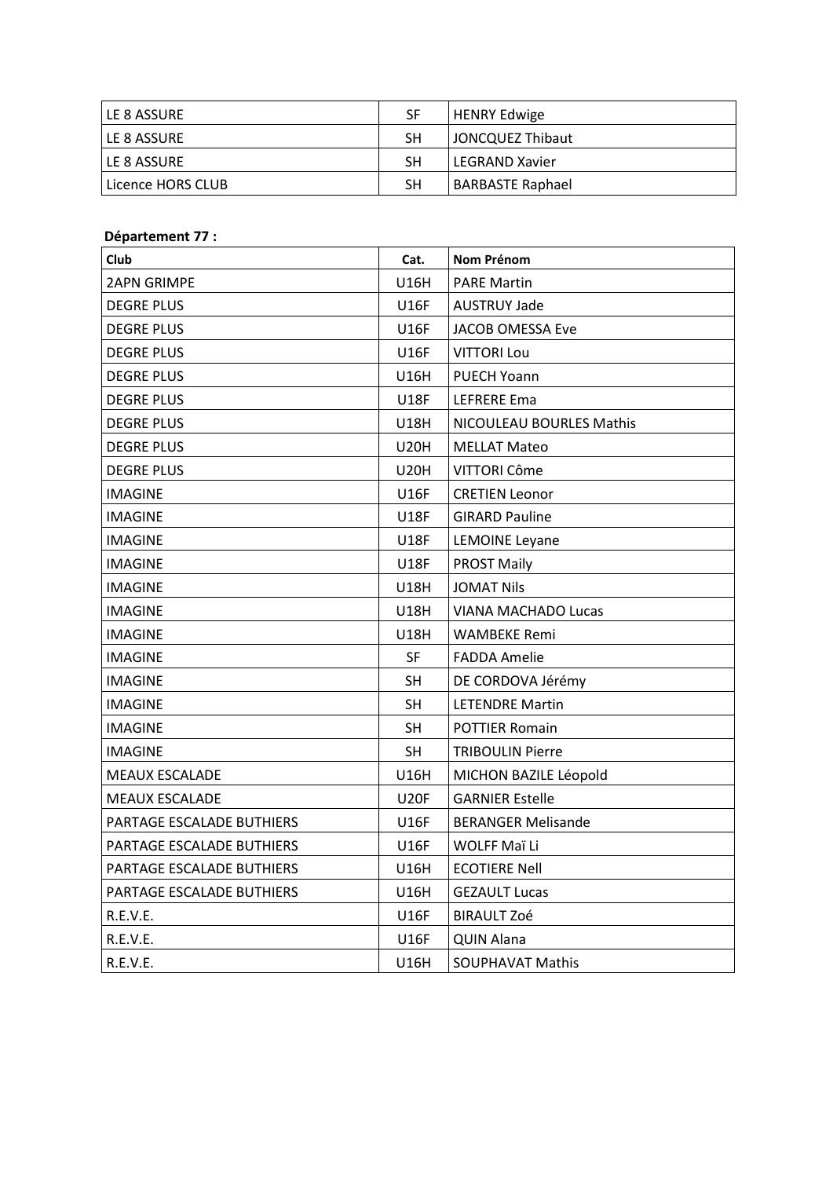| LE 8 ASSURE | SF | HENRY Edwige |
|---|---|---|
| LE 8 ASSURE | SH | JONCQUEZ Thibaut |
| LE 8 ASSURE | SH | LEGRAND Xavier |
| Licence HORS CLUB | SH | BARBASTE Raphael |

**Département 77 :**

| Club | Cat. | Nom Prénom |
|---|---|---|
| 2APN GRIMPE | U16H | PARE Martin |
| DEGRE PLUS | U16F | AUSTRUY Jade |
| DEGRE PLUS | U16F | JACOB OMESSA Eve |
| DEGRE PLUS | U16F | VITTORI Lou |
| DEGRE PLUS | U16H | PUECH Yoann |
| DEGRE PLUS | U18F | LEFRERE Ema |
| DEGRE PLUS | U18H | NICOULEAU BOURLES Mathis |
| DEGRE PLUS | U20H | MELLAT Mateo |
| DEGRE PLUS | U20H | VITTORI Côme |
| IMAGINE | U16F | CRETIEN Leonor |
| IMAGINE | U18F | GIRARD Pauline |
| IMAGINE | U18F | LEMOINE Leyane |
| IMAGINE | U18F | PROST Maily |
| IMAGINE | U18H | JOMAT Nils |
| IMAGINE | U18H | VIANA MACHADO Lucas |
| IMAGINE | U18H | WAMBEKE Remi |
| IMAGINE | SF | FADDA Amelie |
| IMAGINE | SH | DE CORDOVA Jérémy |
| IMAGINE | SH | LETENDRE Martin |
| IMAGINE | SH | POTTIER Romain |
| IMAGINE | SH | TRIBOULIN Pierre |
| MEAUX ESCALADE | U16H | MICHON BAZILE Léopold |
| MEAUX ESCALADE | U20F | GARNIER Estelle |
| PARTAGE ESCALADE BUTHIERS | U16F | BERANGER Melisande |
| PARTAGE ESCALADE BUTHIERS | U16F | WOLFF Maï Li |
| PARTAGE ESCALADE BUTHIERS | U16H | ECOTIERE Nell |
| PARTAGE ESCALADE BUTHIERS | U16H | GEZAULT Lucas |
| R.E.V.E. | U16F | BIRAULT Zoé |
| R.E.V.E. | U16F | QUIN Alana |
| R.E.V.E. | U16H | SOUPHAVAT Mathis |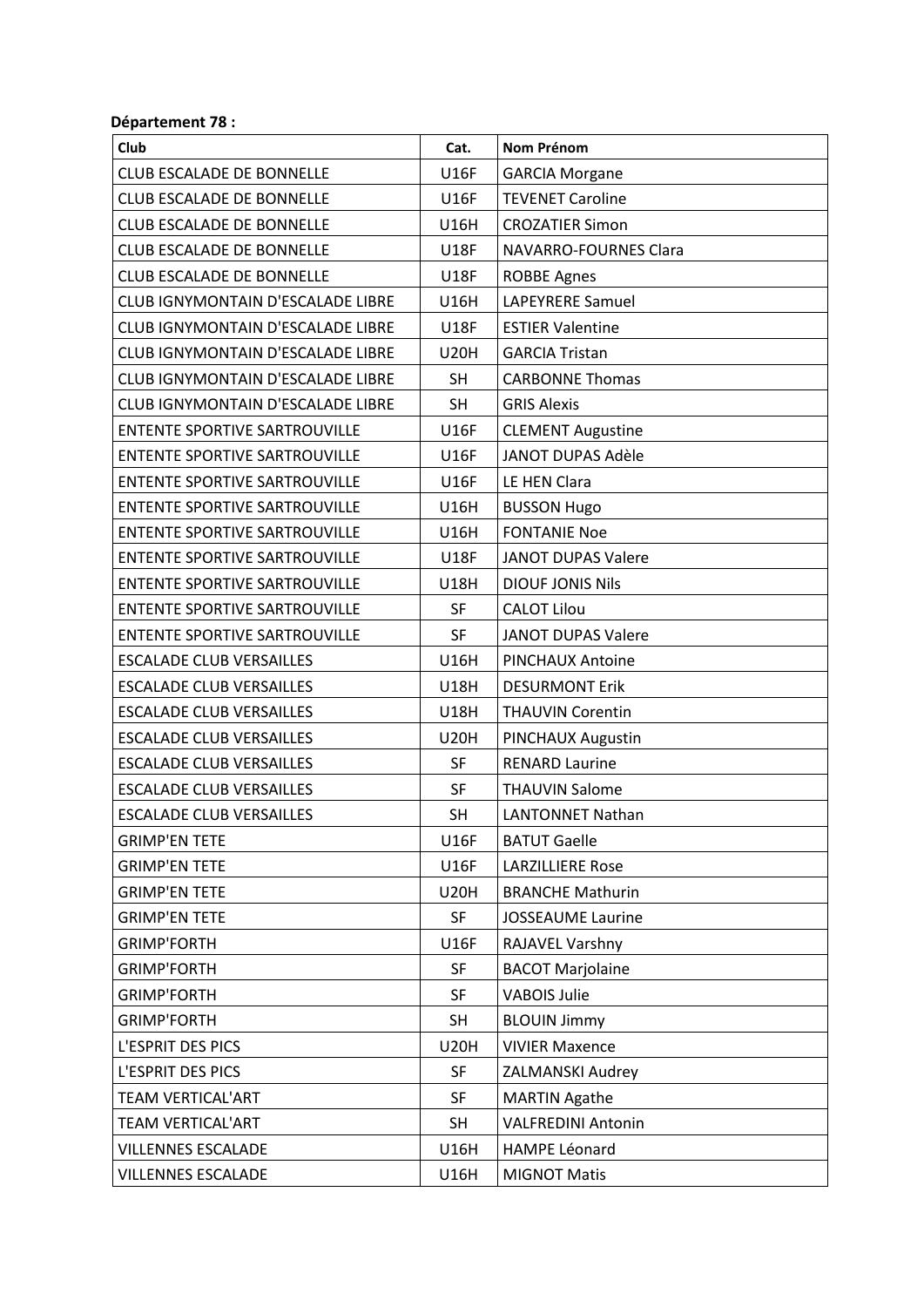**Département 78 :**

| Club | Cat. | Nom Prénom |
|---|---|---|
| CLUB ESCALADE DE BONNELLE | U16F | GARCIA Morgane |
| CLUB ESCALADE DE BONNELLE | U16F | TEVENET Caroline |
| CLUB ESCALADE DE BONNELLE | U16H | CROZATIER Simon |
| CLUB ESCALADE DE BONNELLE | U18F | NAVARRO-FOURNES Clara |
| CLUB ESCALADE DE BONNELLE | U18F | ROBBE Agnes |
| CLUB IGNYMONTAIN D'ESCALADE LIBRE | U16H | LAPEYRERE Samuel |
| CLUB IGNYMONTAIN D'ESCALADE LIBRE | U18F | ESTIER Valentine |
| CLUB IGNYMONTAIN D'ESCALADE LIBRE | U20H | GARCIA Tristan |
| CLUB IGNYMONTAIN D'ESCALADE LIBRE | SH | CARBONNE Thomas |
| CLUB IGNYMONTAIN D'ESCALADE LIBRE | SH | GRIS Alexis |
| ENTENTE SPORTIVE SARTROUVILLE | U16F | CLEMENT Augustine |
| ENTENTE SPORTIVE SARTROUVILLE | U16F | JANOT DUPAS Adèle |
| ENTENTE SPORTIVE SARTROUVILLE | U16F | LE HEN Clara |
| ENTENTE SPORTIVE SARTROUVILLE | U16H | BUSSON Hugo |
| ENTENTE SPORTIVE SARTROUVILLE | U16H | FONTANIE Noe |
| ENTENTE SPORTIVE SARTROUVILLE | U18F | JANOT DUPAS Valere |
| ENTENTE SPORTIVE SARTROUVILLE | U18H | DIOUF JONIS Nils |
| ENTENTE SPORTIVE SARTROUVILLE | SF | CALOT Lilou |
| ENTENTE SPORTIVE SARTROUVILLE | SF | JANOT DUPAS Valere |
| ESCALADE CLUB VERSAILLES | U16H | PINCHAUX Antoine |
| ESCALADE CLUB VERSAILLES | U18H | DESURMONT Erik |
| ESCALADE CLUB VERSAILLES | U18H | THAUVIN Corentin |
| ESCALADE CLUB VERSAILLES | U20H | PINCHAUX Augustin |
| ESCALADE CLUB VERSAILLES | SF | RENARD Laurine |
| ESCALADE CLUB VERSAILLES | SF | THAUVIN Salome |
| ESCALADE CLUB VERSAILLES | SH | LANTONNET Nathan |
| GRIMP'EN TETE | U16F | BATUT Gaelle |
| GRIMP'EN TETE | U16F | LARZILLIERE Rose |
| GRIMP'EN TETE | U20H | BRANCHE Mathurin |
| GRIMP'EN TETE | SF | JOSSEAUME Laurine |
| GRIMP'FORTH | U16F | RAJAVEL Varshny |
| GRIMP'FORTH | SF | BACOT Marjolaine |
| GRIMP'FORTH | SF | VABOIS Julie |
| GRIMP'FORTH | SH | BLOUIN Jimmy |
| L'ESPRIT DES PICS | U20H | VIVIER Maxence |
| L'ESPRIT DES PICS | SF | ZALMANSKI Audrey |
| TEAM VERTICAL'ART | SF | MARTIN Agathe |
| TEAM VERTICAL'ART | SH | VALFREDINI Antonin |
| VILLENNES ESCALADE | U16H | HAMPE Léonard |
| VILLENNES ESCALADE | U16H | MIGNOT Matis |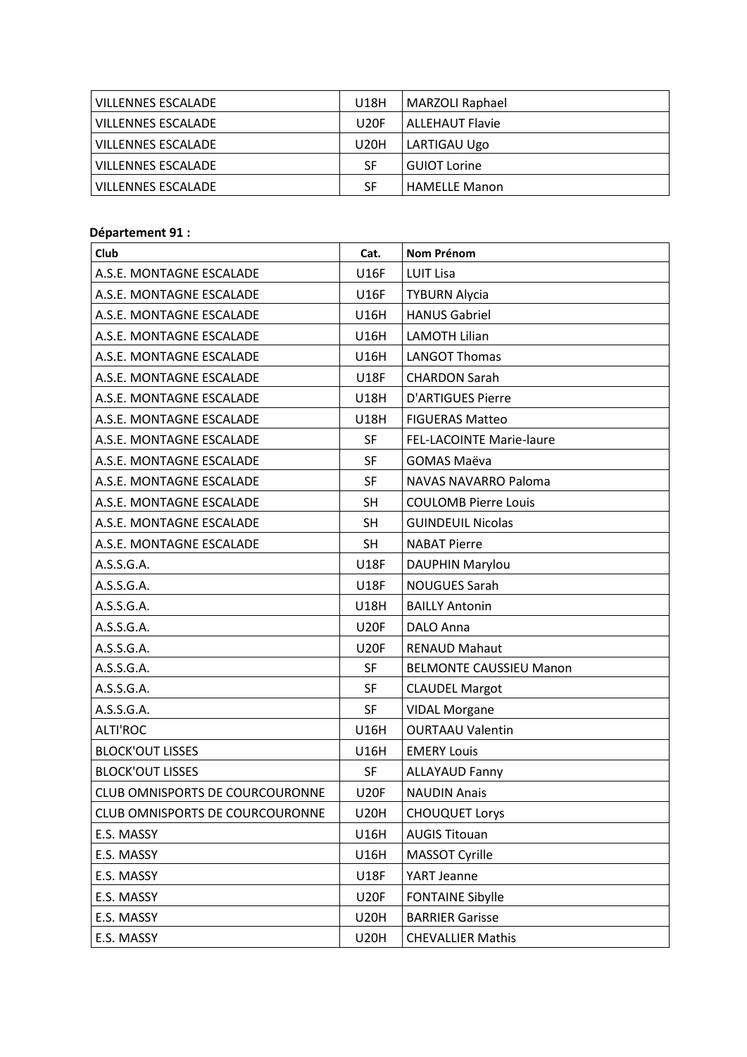| VILLENNES ESCALADE | U18H | MARZOLI Raphael |
| --- | --- | --- |
| VILLENNES ESCALADE | U20F | ALLEHAUT Flavie |
| VILLENNES ESCALADE | U20H | LARTIGAU Ugo |
| VILLENNES ESCALADE | SF | GUIOT Lorine |
| VILLENNES ESCALADE | SF | HAMELLE Manon |

**Département 91 :**

| Club | Cat. | Nom Prénom |
| --- | --- | --- |
| A.S.E. MONTAGNE ESCALADE | U16F | LUIT Lisa |
| A.S.E. MONTAGNE ESCALADE | U16F | TYBURN Alycia |
| A.S.E. MONTAGNE ESCALADE | U16H | HANUS Gabriel |
| A.S.E. MONTAGNE ESCALADE | U16H | LAMOTH Lilian |
| A.S.E. MONTAGNE ESCALADE | U16H | LANGOT Thomas |
| A.S.E. MONTAGNE ESCALADE | U18F | CHARDON Sarah |
| A.S.E. MONTAGNE ESCALADE | U18H | D'ARTIGUES Pierre |
| A.S.E. MONTAGNE ESCALADE | U18H | FIGUERAS Matteo |
| A.S.E. MONTAGNE ESCALADE | SF | FEL-LACOINTE Marie-laure |
| A.S.E. MONTAGNE ESCALADE | SF | GOMAS Maëva |
| A.S.E. MONTAGNE ESCALADE | SF | NAVAS NAVARRO Paloma |
| A.S.E. MONTAGNE ESCALADE | SH | COULOMB Pierre Louis |
| A.S.E. MONTAGNE ESCALADE | SH | GUINDEUIL Nicolas |
| A.S.E. MONTAGNE ESCALADE | SH | NABAT Pierre |
| A.S.S.G.A. | U18F | DAUPHIN Marylou |
| A.S.S.G.A. | U18F | NOUGUES Sarah |
| A.S.S.G.A. | U18H | BAILLY Antonin |
| A.S.S.G.A. | U20F | DALO Anna |
| A.S.S.G.A. | U20F | RENAUD Mahaut |
| A.S.S.G.A. | SF | BELMONTE CAUSSIEU Manon |
| A.S.S.G.A. | SF | CLAUDEL Margot |
| A.S.S.G.A. | SF | VIDAL Morgane |
| ALTI'ROC | U16H | OURTAAU Valentin |
| BLOCK'OUT LISSES | U16H | EMERY Louis |
| BLOCK'OUT LISSES | SF | ALLAYAUD Fanny |
| CLUB OMNISPORTS DE COURCOURONNE | U20F | NAUDIN Anais |
| CLUB OMNISPORTS DE COURCOURONNE | U20H | CHOUQUET Lorys |
| E.S. MASSY | U16H | AUGIS Titouan |
| E.S. MASSY | U16H | MASSOT Cyrille |
| E.S. MASSY | U18F | YART Jeanne |
| E.S. MASSY | U20F | FONTAINE Sibylle |
| E.S. MASSY | U20H | BARRIER Garisse |
| E.S. MASSY | U20H | CHEVALLIER Mathis |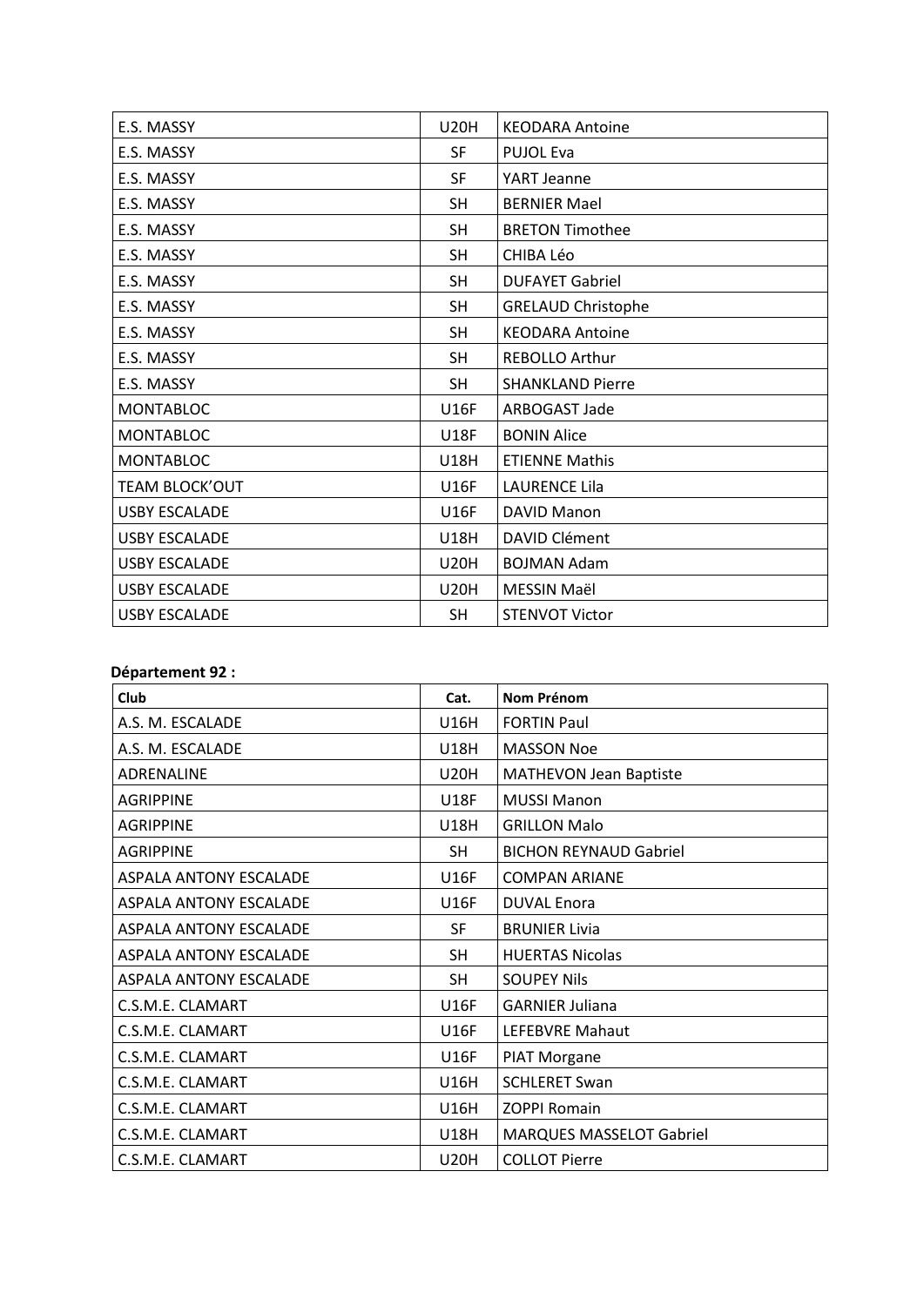| E.S. MASSY | U20H | KEODARA Antoine |
|---|---|---|
| E.S. MASSY | SF | PUJOL Eva |
| E.S. MASSY | SF | YART Jeanne |
| E.S. MASSY | SH | BERNIER Mael |
| E.S. MASSY | SH | BRETON Timothee |
| E.S. MASSY | SH | CHIBA Léo |
| E.S. MASSY | SH | DUFAYET Gabriel |
| E.S. MASSY | SH | GRELAUD Christophe |
| E.S. MASSY | SH | KEODARA Antoine |
| E.S. MASSY | SH | REBOLLO Arthur |
| E.S. MASSY | SH | SHANKLAND Pierre |
| MONTABLOC | U16F | ARBOGAST Jade |
| MONTABLOC | U18F | BONIN Alice |
| MONTABLOC | U18H | ETIENNE Mathis |
| TEAM BLOCK'OUT | U16F | LAURENCE Lila |
| USBY ESCALADE | U16F | DAVID Manon |
| USBY ESCALADE | U18H | DAVID Clément |
| USBY ESCALADE | U20H | BOJMAN Adam |
| USBY ESCALADE | U20H | MESSIN Maël |
| USBY ESCALADE | SH | STENVOT Victor |

**Département 92 :**

| Club | Cat. | Nom Prénom |
|---|---|---|
| A.S. M. ESCALADE | U16H | FORTIN Paul |
| A.S. M. ESCALADE | U18H | MASSON Noe |
| ADRENALINE | U20H | MATHEVON Jean Baptiste |
| AGRIPPINE | U18F | MUSSI Manon |
| AGRIPPINE | U18H | GRILLON Malo |
| AGRIPPINE | SH | BICHON REYNAUD Gabriel |
| ASPALA ANTONY ESCALADE | U16F | COMPAN ARIANE |
| ASPALA ANTONY ESCALADE | U16F | DUVAL Enora |
| ASPALA ANTONY ESCALADE | SF | BRUNIER Livia |
| ASPALA ANTONY ESCALADE | SH | HUERTAS Nicolas |
| ASPALA ANTONY ESCALADE | SH | SOUPEY Nils |
| C.S.M.E. CLAMART | U16F | GARNIER Juliana |
| C.S.M.E. CLAMART | U16F | LEFEBVRE Mahaut |
| C.S.M.E. CLAMART | U16F | PIAT Morgane |
| C.S.M.E. CLAMART | U16H | SCHLERET Swan |
| C.S.M.E. CLAMART | U16H | ZOPPI Romain |
| C.S.M.E. CLAMART | U18H | MARQUES MASSELOT Gabriel |
| C.S.M.E. CLAMART | U20H | COLLOT Pierre |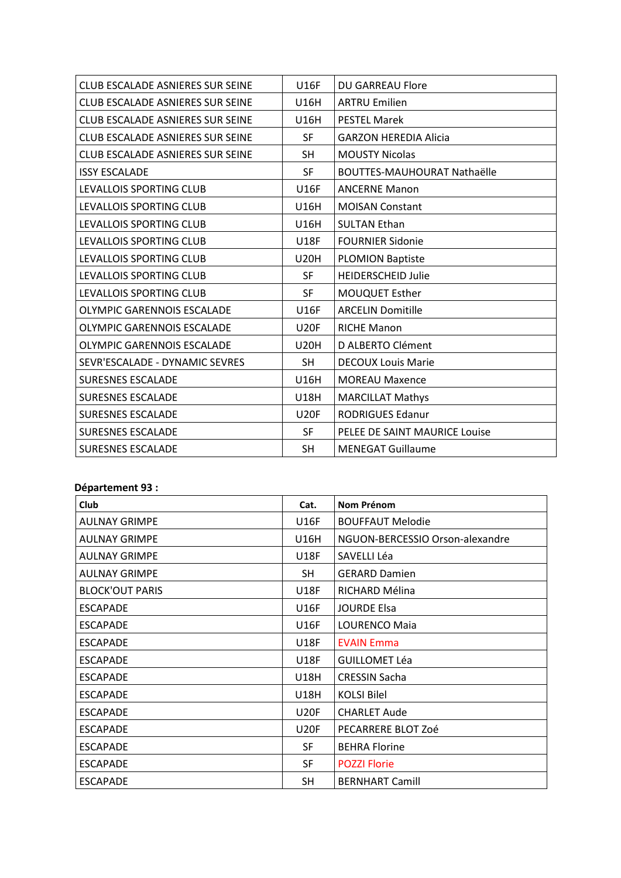| | | |
|---|---|---|
| CLUB ESCALADE ASNIERES SUR SEINE | U16F | DU GARREAU Flore |
| CLUB ESCALADE ASNIERES SUR SEINE | U16H | ARTRU Emilien |
| CLUB ESCALADE ASNIERES SUR SEINE | U16H | PESTEL Marek |
| CLUB ESCALADE ASNIERES SUR SEINE | SF | GARZON HEREDIA Alicia |
| CLUB ESCALADE ASNIERES SUR SEINE | SH | MOUSTY Nicolas |
| ISSY ESCALADE | SF | BOUTTES-MAUHOURAT Nathaëlle |
| LEVALLOIS SPORTING CLUB | U16F | ANCERNE Manon |
| LEVALLOIS SPORTING CLUB | U16H | MOISAN Constant |
| LEVALLOIS SPORTING CLUB | U16H | SULTAN Ethan |
| LEVALLOIS SPORTING CLUB | U18F | FOURNIER Sidonie |
| LEVALLOIS SPORTING CLUB | U20H | PLOMION Baptiste |
| LEVALLOIS SPORTING CLUB | SF | HEIDERSCHEID Julie |
| LEVALLOIS SPORTING CLUB | SF | MOUQUET Esther |
| OLYMPIC GARENNOIS ESCALADE | U16F | ARCELIN Domitille |
| OLYMPIC GARENNOIS ESCALADE | U20F | RICHE Manon |
| OLYMPIC GARENNOIS ESCALADE | U20H | D ALBERTO Clément |
| SEVR'ESCALADE - DYNAMIC SEVRES | SH | DECOUX Louis Marie |
| SURESNES ESCALADE | U16H | MOREAU Maxence |
| SURESNES ESCALADE | U18H | MARCILLAT Mathys |
| SURESNES ESCALADE | U20F | RODRIGUES Edanur |
| SURESNES ESCALADE | SF | PELEE DE SAINT MAURICE Louise |
| SURESNES ESCALADE | SH | MENEGAT Guillaume |

**Département 93 :**

| Club | Cat. | Nom Prénom |
|---|---|---|
| AULNAY GRIMPE | U16F | BOUFFAUT Melodie |
| AULNAY GRIMPE | U16H | NGUON-BERCESSIO Orson-alexandre |
| AULNAY GRIMPE | U18F | SAVELLI Léa |
| AULNAY GRIMPE | SH | GERARD Damien |
| BLOCK'OUT PARIS | U18F | RICHARD Mélina |
| ESCAPADE | U16F | JOURDE Elsa |
| ESCAPADE | U16F | LOURENCO Maia |
| ESCAPADE | U18F | EVAIN Emma |
| ESCAPADE | U18F | GUILLOMET Léa |
| ESCAPADE | U18H | CRESSIN Sacha |
| ESCAPADE | U18H | KOLSI Bilel |
| ESCAPADE | U20F | CHARLET Aude |
| ESCAPADE | U20F | PECARRERE BLOT Zoé |
| ESCAPADE | SF | BEHRA Florine |
| ESCAPADE | SF | POZZI Florie |
| ESCAPADE | SH | BERNHART Camill |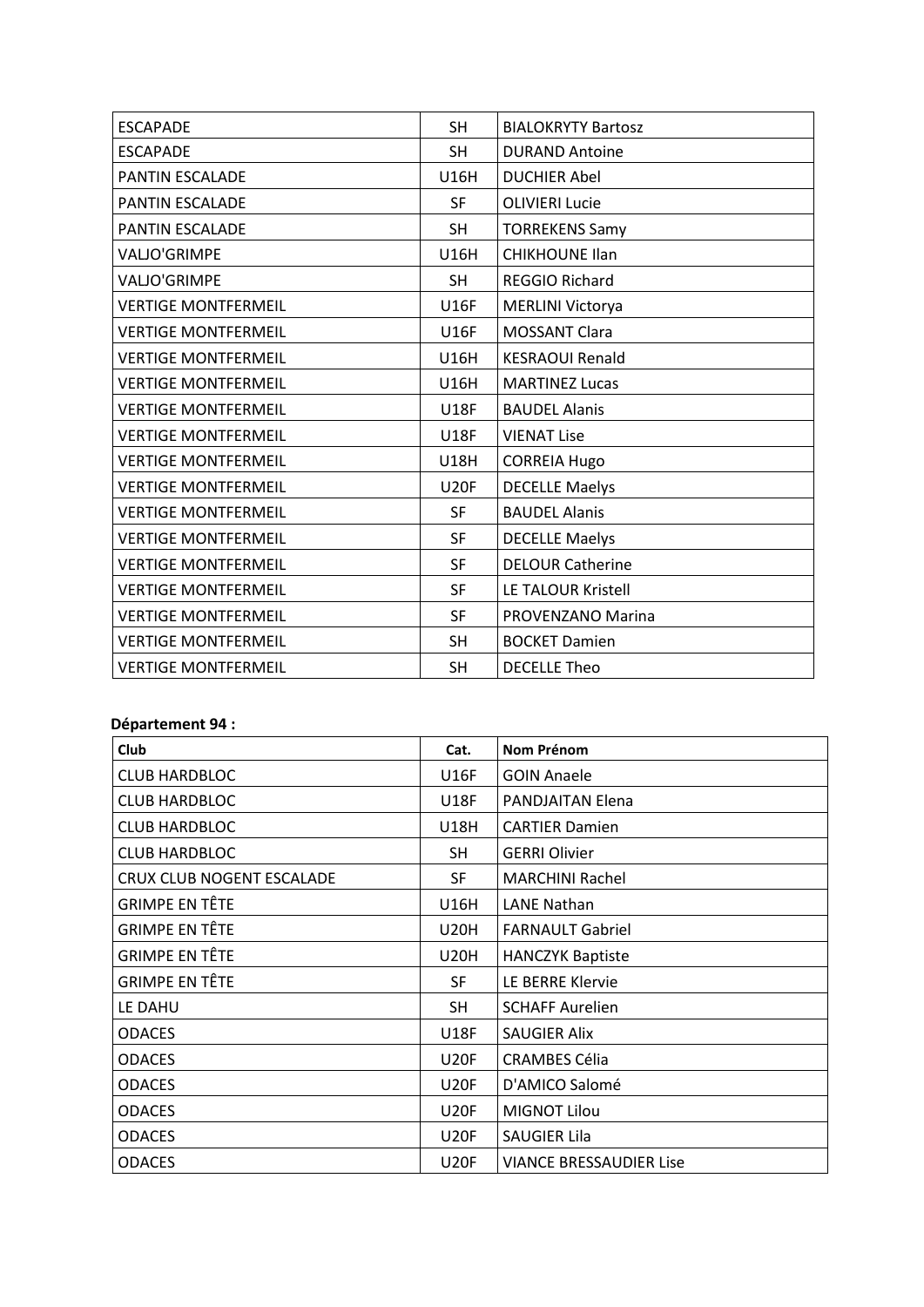| ESCAPADE | SH | BIALOKRYTY Bartosz |
|---|---|---|
| ESCAPADE | SH | DURAND Antoine |
| PANTIN ESCALADE | U16H | DUCHIER Abel |
| PANTIN ESCALADE | SF | OLIVIERI Lucie |
| PANTIN ESCALADE | SH | TORREKENS Samy |
| VALJO'GRIMPE | U16H | CHIKHOUNE Ilan |
| VALJO'GRIMPE | SH | REGGIO Richard |
| VERTIGE MONTFERMEIL | U16F | MERLINI Victorya |
| VERTIGE MONTFERMEIL | U16F | MOSSANT Clara |
| VERTIGE MONTFERMEIL | U16H | KESRAOUI Renald |
| VERTIGE MONTFERMEIL | U16H | MARTINEZ Lucas |
| VERTIGE MONTFERMEIL | U18F | BAUDEL Alanis |
| VERTIGE MONTFERMEIL | U18F | VIENAT Lise |
| VERTIGE MONTFERMEIL | U18H | CORREIA Hugo |
| VERTIGE MONTFERMEIL | U20F | DECELLE Maelys |
| VERTIGE MONTFERMEIL | SF | BAUDEL Alanis |
| VERTIGE MONTFERMEIL | SF | DECELLE Maelys |
| VERTIGE MONTFERMEIL | SF | DELOUR Catherine |
| VERTIGE MONTFERMEIL | SF | LE TALOUR Kristell |
| VERTIGE MONTFERMEIL | SF | PROVENZANO Marina |
| VERTIGE MONTFERMEIL | SH | BOCKET Damien |
| VERTIGE MONTFERMEIL | SH | DECELLE Theo |

**Département 94 :**

| Club | Cat. | Nom Prénom |
|---|---|---|
| CLUB HARDBLOC | U16F | GOIN Anaele |
| CLUB HARDBLOC | U18F | PANDJAITAN Elena |
| CLUB HARDBLOC | U18H | CARTIER Damien |
| CLUB HARDBLOC | SH | GERRI Olivier |
| CRUX CLUB NOGENT ESCALADE | SF | MARCHINI Rachel |
| GRIMPE EN TÊTE | U16H | LANE Nathan |
| GRIMPE EN TÊTE | U20H | FARNAULT Gabriel |
| GRIMPE EN TÊTE | U20H | HANCZYK Baptiste |
| GRIMPE EN TÊTE | SF | LE BERRE Klervie |
| LE DAHU | SH | SCHAFF Aurelien |
| ODACES | U18F | SAUGIER Alix |
| ODACES | U20F | CRAMBES Célia |
| ODACES | U20F | D'AMICO Salomé |
| ODACES | U20F | MIGNOT Lilou |
| ODACES | U20F | SAUGIER Lila |
| ODACES | U20F | VIANCE BRESSAUDIER Lise |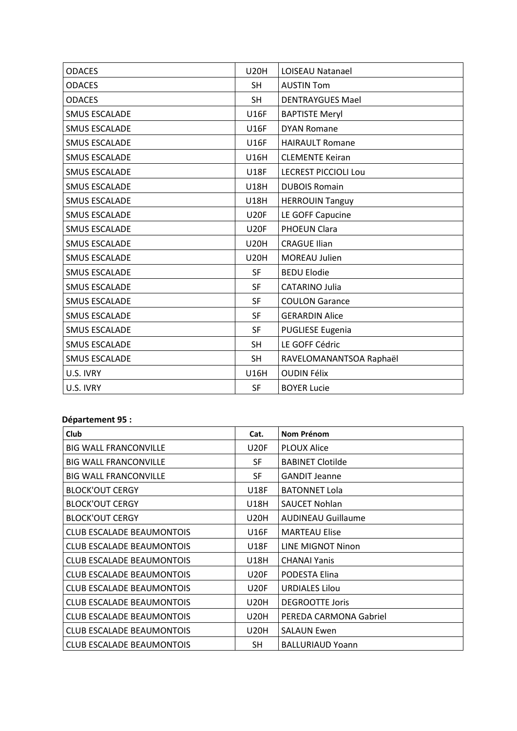| ODACES | U20H | LOISEAU Natanael |
|---|---|---|
| ODACES | SH | AUSTIN Tom |
| ODACES | SH | DENTRAYGUES Mael |
| SMUS ESCALADE | U16F | BAPTISTE Meryl |
| SMUS ESCALADE | U16F | DYAN Romane |
| SMUS ESCALADE | U16F | HAIRAULT Romane |
| SMUS ESCALADE | U16H | CLEMENTE Keiran |
| SMUS ESCALADE | U18F | LECREST PICCIOLI Lou |
| SMUS ESCALADE | U18H | DUBOIS Romain |
| SMUS ESCALADE | U18H | HERROUIN Tanguy |
| SMUS ESCALADE | U20F | LE GOFF Capucine |
| SMUS ESCALADE | U20F | PHOEUN Clara |
| SMUS ESCALADE | U20H | CRAGUE Ilian |
| SMUS ESCALADE | U20H | MOREAU Julien |
| SMUS ESCALADE | SF | BEDU Elodie |
| SMUS ESCALADE | SF | CATARINO Julia |
| SMUS ESCALADE | SF | COULON Garance |
| SMUS ESCALADE | SF | GERARDIN Alice |
| SMUS ESCALADE | SF | PUGLIESE Eugenia |
| SMUS ESCALADE | SH | LE GOFF Cédric |
| SMUS ESCALADE | SH | RAVELOMANANTSOA Raphaël |
| U.S. IVRY | U16H | OUDIN Félix |
| U.S. IVRY | SF | BOYER Lucie |

**Département 95 :**

| Club | Cat. | Nom Prénom |
|---|---|---|
| BIG WALL FRANCONVILLE | U20F | PLOUX Alice |
| BIG WALL FRANCONVILLE | SF | BABINET Clotilde |
| BIG WALL FRANCONVILLE | SF | GANDIT Jeanne |
| BLOCK'OUT CERGY | U18F | BATONNET Lola |
| BLOCK'OUT CERGY | U18H | SAUCET Nohlan |
| BLOCK'OUT CERGY | U20H | AUDINEAU Guillaume |
| CLUB ESCALADE BEAUMONTOIS | U16F | MARTEAU Elise |
| CLUB ESCALADE BEAUMONTOIS | U18F | LINE MIGNOT Ninon |
| CLUB ESCALADE BEAUMONTOIS | U18H | CHANAI Yanis |
| CLUB ESCALADE BEAUMONTOIS | U20F | PODESTA Elina |
| CLUB ESCALADE BEAUMONTOIS | U20F | URDIALES Lilou |
| CLUB ESCALADE BEAUMONTOIS | U20H | DEGROOTTE Joris |
| CLUB ESCALADE BEAUMONTOIS | U20H | PEREDA CARMONA Gabriel |
| CLUB ESCALADE BEAUMONTOIS | U20H | SALAUN Ewen |
| CLUB ESCALADE BEAUMONTOIS | SH | BALLURIAUD Yoann |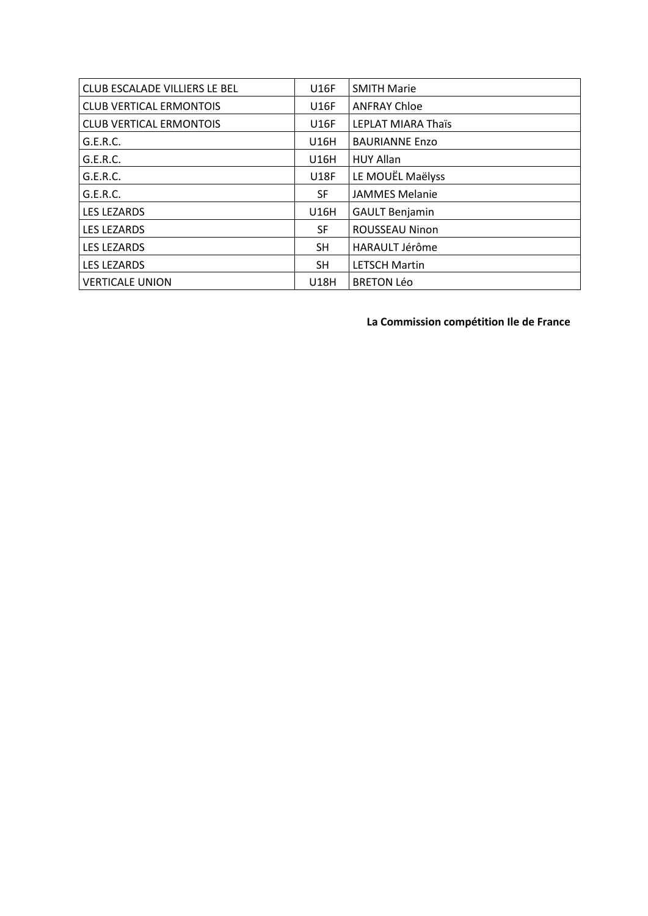| | | |
|---|---|---|
| CLUB ESCALADE VILLIERS LE BEL | U16F | SMITH Marie |
| CLUB VERTICAL ERMONTOIS | U16F | ANFRAY Chloe |
| CLUB VERTICAL ERMONTOIS | U16F | LEPLAT MIARA Thaïs |
| G.E.R.C. | U16H | BAURIANNE Enzo |
| G.E.R.C. | U16H | HUY Allan |
| G.E.R.C. | U18F | LE MOUËL Maëlyss |
| G.E.R.C. | SF | JAMMES Melanie |
| LES LEZARDS | U16H | GAULT Benjamin |
| LES LEZARDS | SF | ROUSSEAU Ninon |
| LES LEZARDS | SH | HARAULT Jérôme |
| LES LEZARDS | SH | LETSCH Martin |
| VERTICALE UNION | U18H | BRETON Léo |

**La Commission compétition Ile de France**